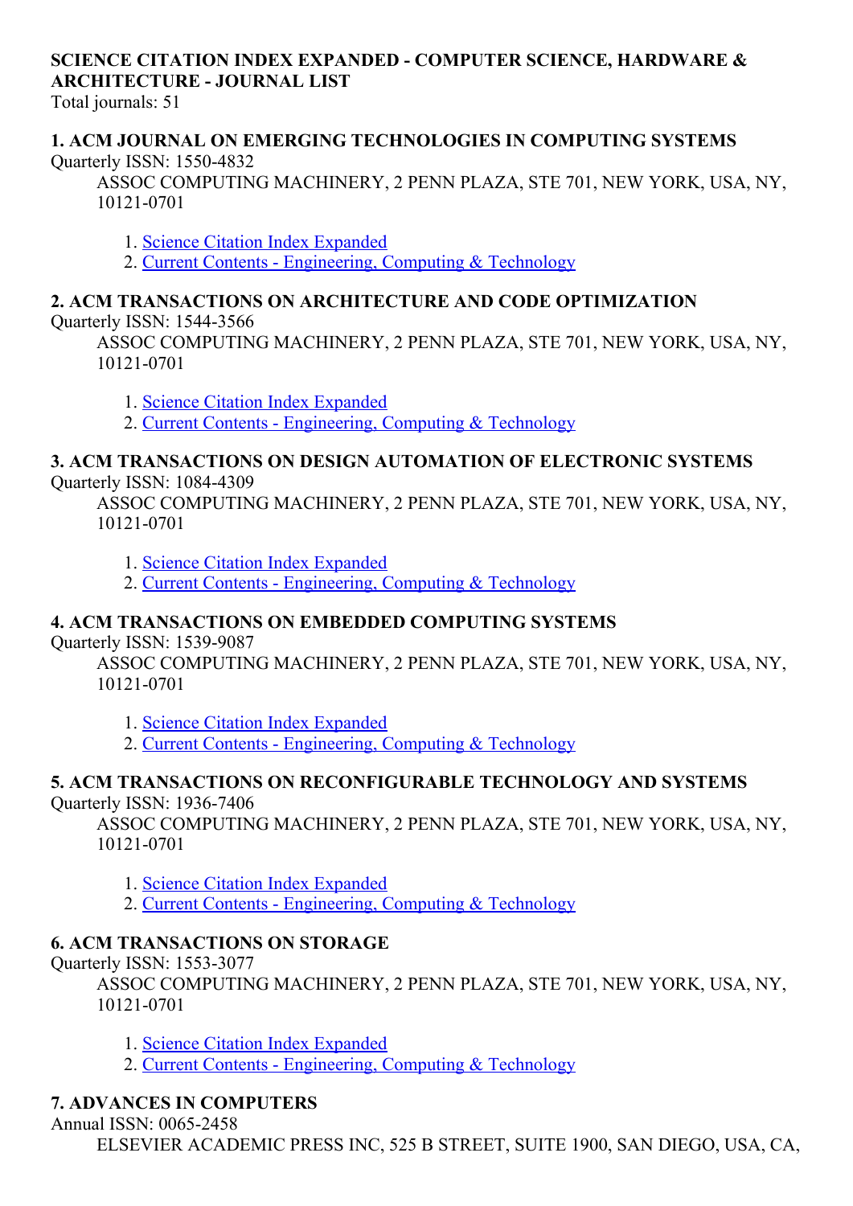# SCIENCE CITATION INDEX EXPANDED - COMPUTER SCIENCE, HARDWARE & ARCHITECTURE - JOURNAL LIST

Total journals: 51

### 1. ACM JOURNAL ON EMERGING TECHNOLOGIES IN COMPUTING SYSTEMS

Quarterly ISSN: 1550-4832

ASSOC COMPUTING MACHINERY, 2 PENN PLAZA, STE 701, NEW YORK, USA, NY, 10121-0701

1. Science Citation Index Expanded
2. Current Contents - Engineering, Computing & Technology

### 2. ACM TRANSACTIONS ON ARCHITECTURE AND CODE OPTIMIZATION

Quarterly ISSN: 1544-3566

ASSOC COMPUTING MACHINERY, 2 PENN PLAZA, STE 701, NEW YORK, USA, NY, 10121-0701

1. Science Citation Index Expanded
2. Current Contents - Engineering, Computing & Technology

### 3. ACM TRANSACTIONS ON DESIGN AUTOMATION OF ELECTRONIC SYSTEMS

Quarterly ISSN: 1084-4309

ASSOC COMPUTING MACHINERY, 2 PENN PLAZA, STE 701, NEW YORK, USA, NY, 10121-0701

1. Science Citation Index Expanded
2. Current Contents - Engineering, Computing & Technology

### 4. ACM TRANSACTIONS ON EMBEDDED COMPUTING SYSTEMS

Quarterly ISSN: 1539-9087

ASSOC COMPUTING MACHINERY, 2 PENN PLAZA, STE 701, NEW YORK, USA, NY, 10121-0701

1. Science Citation Index Expanded
2. Current Contents - Engineering, Computing & Technology

### 5. ACM TRANSACTIONS ON RECONFIGURABLE TECHNOLOGY AND SYSTEMS

Quarterly ISSN: 1936-7406

ASSOC COMPUTING MACHINERY, 2 PENN PLAZA, STE 701, NEW YORK, USA, NY, 10121-0701

1. Science Citation Index Expanded
2. Current Contents - Engineering, Computing & Technology

### 6. ACM TRANSACTIONS ON STORAGE

Quarterly ISSN: 1553-3077

ASSOC COMPUTING MACHINERY, 2 PENN PLAZA, STE 701, NEW YORK, USA, NY, 10121-0701

1. Science Citation Index Expanded
2. Current Contents - Engineering, Computing & Technology

### 7. ADVANCES IN COMPUTERS

Annual ISSN: 0065-2458

ELSEVIER ACADEMIC PRESS INC, 525 B STREET, SUITE 1900, SAN DIEGO, USA, CA,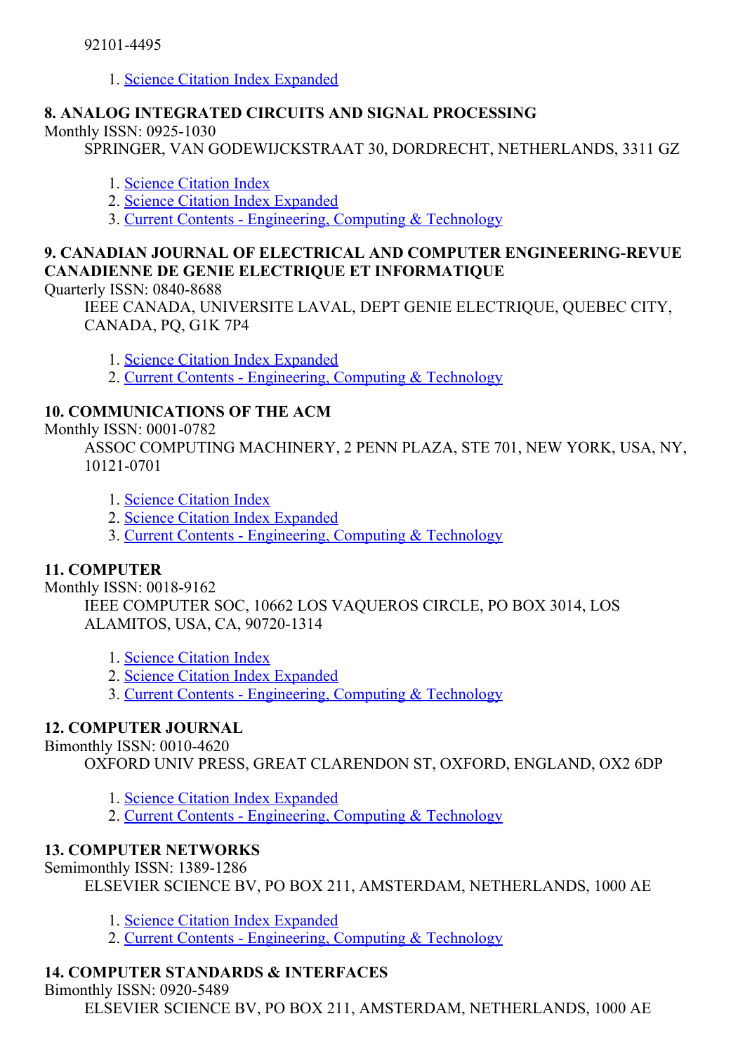92101-4495

1. Science Citation Index Expanded

### 8. ANALOG INTEGRATED CIRCUITS AND SIGNAL PROCESSING

Monthly ISSN: 0925-1030

SPRINGER, VAN GODEWIJCKSTRAAT 30, DORDRECHT, NETHERLANDS, 3311 GZ

1. Science Citation Index
2. Science Citation Index Expanded
3. Current Contents - Engineering, Computing & Technology

### 9. CANADIAN JOURNAL OF ELECTRICAL AND COMPUTER ENGINEERING-REVUE CANADIENNE DE GENIE ELECTRIQUE ET INFORMATIQUE

Quarterly ISSN: 0840-8688

IEEE CANADA, UNIVERSITE LAVAL, DEPT GENIE ELECTRIQUE, QUEBEC CITY, CANADA, PQ, G1K 7P4

1. Science Citation Index Expanded
2. Current Contents - Engineering, Computing & Technology

### 10. COMMUNICATIONS OF THE ACM

Monthly ISSN: 0001-0782

ASSOC COMPUTING MACHINERY, 2 PENN PLAZA, STE 701, NEW YORK, USA, NY, 10121-0701

1. Science Citation Index
2. Science Citation Index Expanded
3. Current Contents - Engineering, Computing & Technology

### 11. COMPUTER

Monthly ISSN: 0018-9162

IEEE COMPUTER SOC, 10662 LOS VAQUEROS CIRCLE, PO BOX 3014, LOS ALAMITOS, USA, CA, 90720-1314

1. Science Citation Index
2. Science Citation Index Expanded
3. Current Contents - Engineering, Computing & Technology

### 12. COMPUTER JOURNAL

Bimonthly ISSN: 0010-4620

OXFORD UNIV PRESS, GREAT CLARENDON ST, OXFORD, ENGLAND, OX2 6DP

1. Science Citation Index Expanded
2. Current Contents - Engineering, Computing & Technology

### 13. COMPUTER NETWORKS

Semimonthly ISSN: 1389-1286

ELSEVIER SCIENCE BV, PO BOX 211, AMSTERDAM, NETHERLANDS, 1000 AE

1. Science Citation Index Expanded
2. Current Contents - Engineering, Computing & Technology

### 14. COMPUTER STANDARDS & INTERFACES

Bimonthly ISSN: 0920-5489

ELSEVIER SCIENCE BV, PO BOX 211, AMSTERDAM, NETHERLANDS, 1000 AE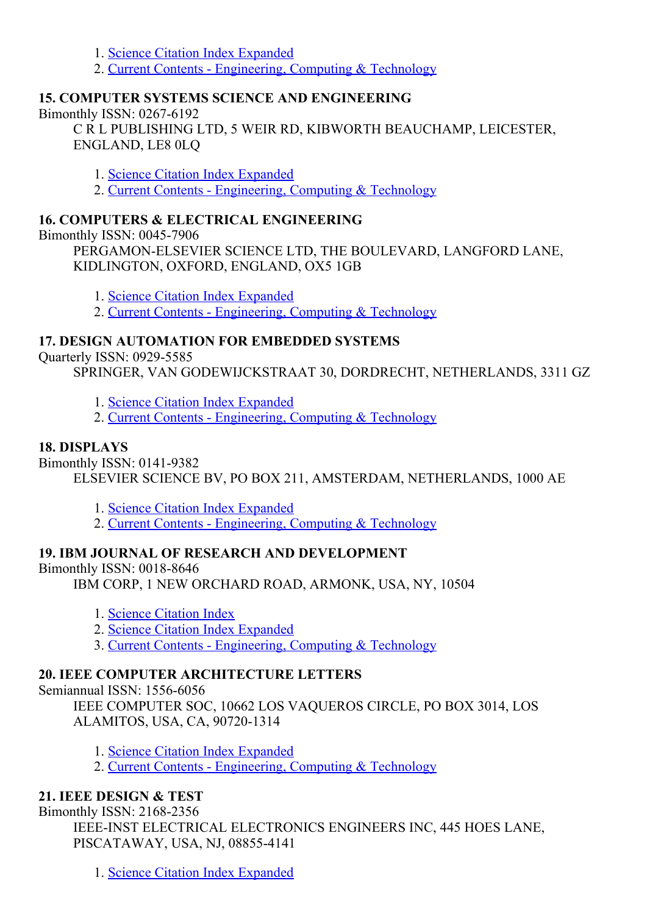1. Science Citation Index Expanded
2. Current Contents - Engineering, Computing & Technology

### 15. COMPUTER SYSTEMS SCIENCE AND ENGINEERING

Bimonthly ISSN: 0267-6192

C R L PUBLISHING LTD, 5 WEIR RD, KIBWORTH BEAUCHAMP, LEICESTER, ENGLAND, LE8 0LQ

1. Science Citation Index Expanded
2. Current Contents - Engineering, Computing & Technology

### 16. COMPUTERS & ELECTRICAL ENGINEERING

Bimonthly ISSN: 0045-7906

PERGAMON-ELSEVIER SCIENCE LTD, THE BOULEVARD, LANGFORD LANE, KIDLINGTON, OXFORD, ENGLAND, OX5 1GB

1. Science Citation Index Expanded
2. Current Contents - Engineering, Computing & Technology

### 17. DESIGN AUTOMATION FOR EMBEDDED SYSTEMS

Quarterly ISSN: 0929-5585

SPRINGER, VAN GODEWIJCKSTRAAT 30, DORDRECHT, NETHERLANDS, 3311 GZ

1. Science Citation Index Expanded
2. Current Contents - Engineering, Computing & Technology

### 18. DISPLAYS

Bimonthly ISSN: 0141-9382

ELSEVIER SCIENCE BV, PO BOX 211, AMSTERDAM, NETHERLANDS, 1000 AE

1. Science Citation Index Expanded
2. Current Contents - Engineering, Computing & Technology

### 19. IBM JOURNAL OF RESEARCH AND DEVELOPMENT

Bimonthly ISSN: 0018-8646

IBM CORP, 1 NEW ORCHARD ROAD, ARMONK, USA, NY, 10504

1. Science Citation Index
2. Science Citation Index Expanded
3. Current Contents - Engineering, Computing & Technology

### 20. IEEE COMPUTER ARCHITECTURE LETTERS

Semiannual ISSN: 1556-6056

IEEE COMPUTER SOC, 10662 LOS VAQUEROS CIRCLE, PO BOX 3014, LOS ALAMITOS, USA, CA, 90720-1314

1. Science Citation Index Expanded
2. Current Contents - Engineering, Computing & Technology

### 21. IEEE DESIGN & TEST

Bimonthly ISSN: 2168-2356

IEEE-INST ELECTRICAL ELECTRONICS ENGINEERS INC, 445 HOES LANE, PISCATAWAY, USA, NJ, 08855-4141

1. Science Citation Index Expanded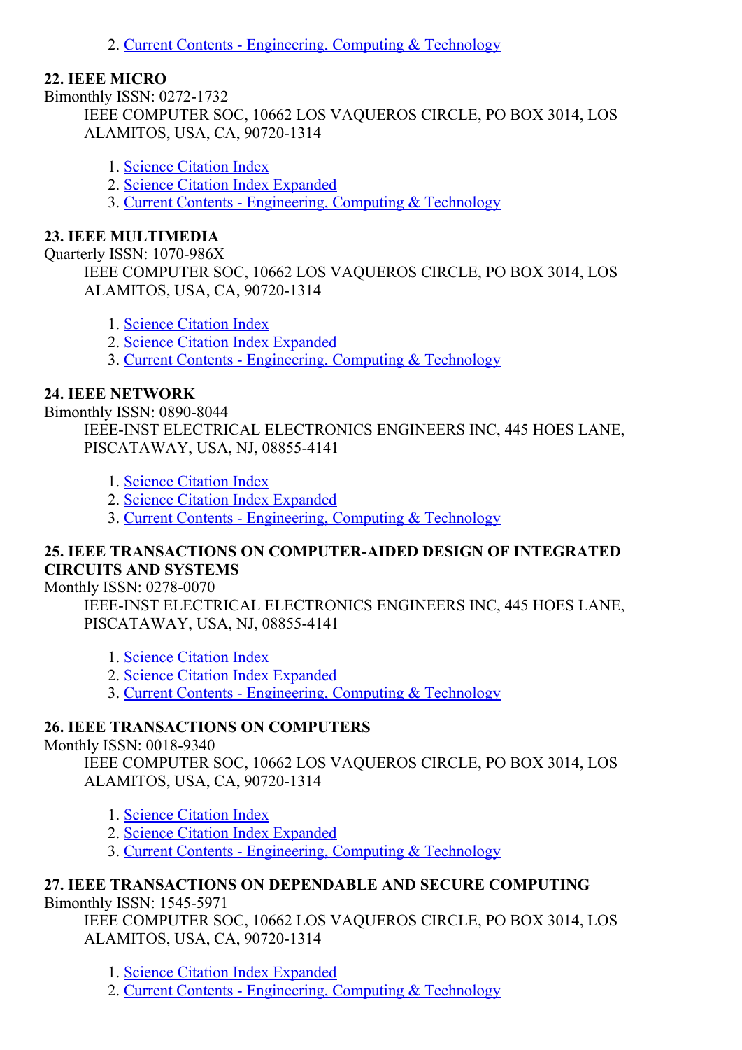2. Current Contents - Engineering, Computing & Technology

**22. IEEE MICRO**

Bimonthly ISSN: 0272-1732

IEEE COMPUTER SOC, 10662 LOS VAQUEROS CIRCLE, PO BOX 3014, LOS ALAMITOS, USA, CA, 90720-1314

1. Science Citation Index
2. Science Citation Index Expanded
3. Current Contents - Engineering, Computing & Technology

**23. IEEE MULTIMEDIA**

Quarterly ISSN: 1070-986X

IEEE COMPUTER SOC, 10662 LOS VAQUEROS CIRCLE, PO BOX 3014, LOS ALAMITOS, USA, CA, 90720-1314

1. Science Citation Index
2. Science Citation Index Expanded
3. Current Contents - Engineering, Computing & Technology

**24. IEEE NETWORK**

Bimonthly ISSN: 0890-8044

IEEE-INST ELECTRICAL ELECTRONICS ENGINEERS INC, 445 HOES LANE, PISCATAWAY, USA, NJ, 08855-4141

1. Science Citation Index
2. Science Citation Index Expanded
3. Current Contents - Engineering, Computing & Technology

**25. IEEE TRANSACTIONS ON COMPUTER-AIDED DESIGN OF INTEGRATED CIRCUITS AND SYSTEMS**

Monthly ISSN: 0278-0070

IEEE-INST ELECTRICAL ELECTRONICS ENGINEERS INC, 445 HOES LANE, PISCATAWAY, USA, NJ, 08855-4141

1. Science Citation Index
2. Science Citation Index Expanded
3. Current Contents - Engineering, Computing & Technology

**26. IEEE TRANSACTIONS ON COMPUTERS**

Monthly ISSN: 0018-9340

IEEE COMPUTER SOC, 10662 LOS VAQUEROS CIRCLE, PO BOX 3014, LOS ALAMITOS, USA, CA, 90720-1314

1. Science Citation Index
2. Science Citation Index Expanded
3. Current Contents - Engineering, Computing & Technology

**27. IEEE TRANSACTIONS ON DEPENDABLE AND SECURE COMPUTING**

Bimonthly ISSN: 1545-5971

IEEE COMPUTER SOC, 10662 LOS VAQUEROS CIRCLE, PO BOX 3014, LOS ALAMITOS, USA, CA, 90720-1314

1. Science Citation Index Expanded
2. Current Contents - Engineering, Computing & Technology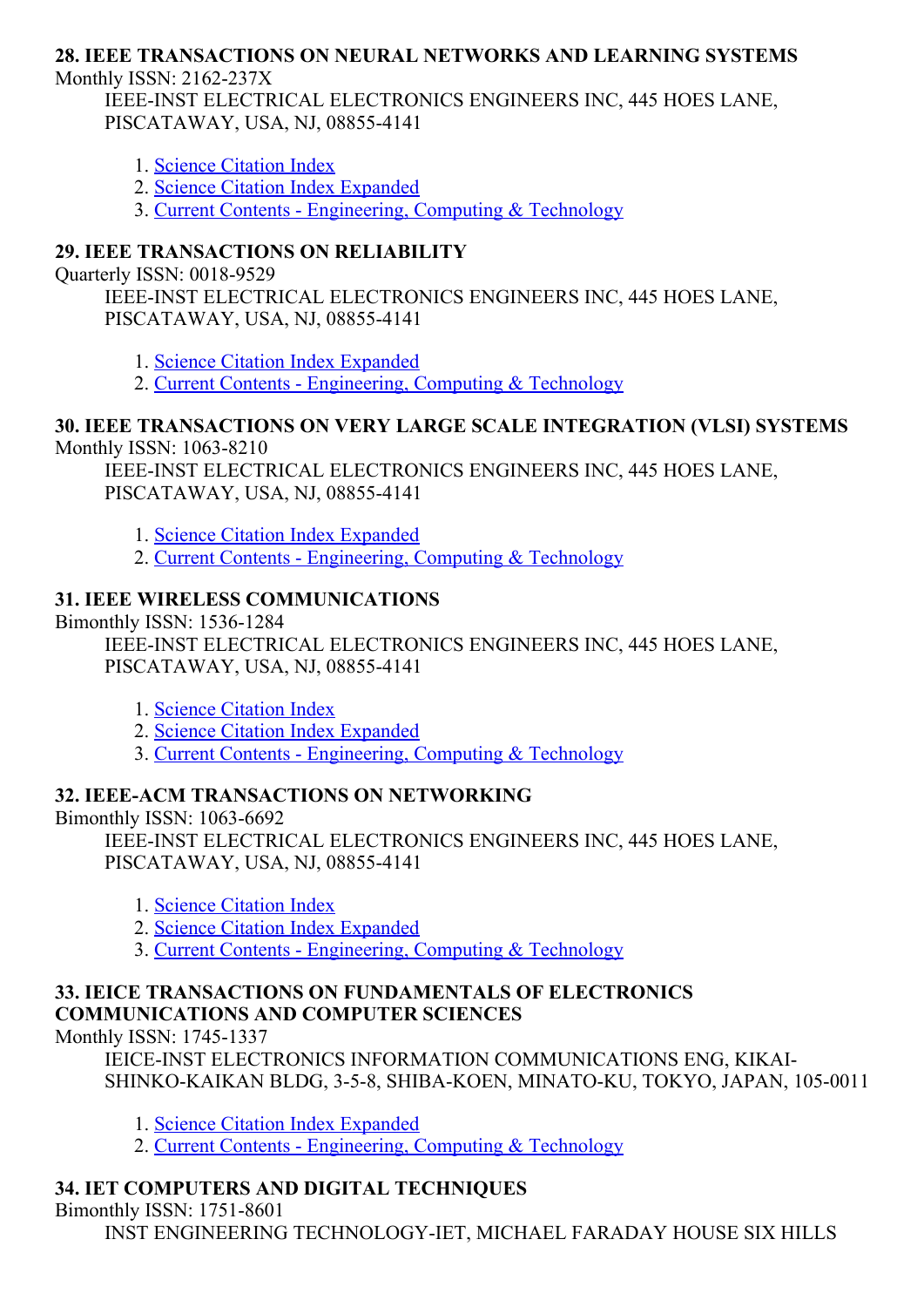### 28. IEEE TRANSACTIONS ON NEURAL NETWORKS AND LEARNING SYSTEMS

Monthly ISSN: 2162-237X

IEEE-INST ELECTRICAL ELECTRONICS ENGINEERS INC, 445 HOES LANE, PISCATAWAY, USA, NJ, 08855-4141

1. Science Citation Index
2. Science Citation Index Expanded
3. Current Contents - Engineering, Computing & Technology

### 29. IEEE TRANSACTIONS ON RELIABILITY

Quarterly ISSN: 0018-9529

IEEE-INST ELECTRICAL ELECTRONICS ENGINEERS INC, 445 HOES LANE, PISCATAWAY, USA, NJ, 08855-4141

1. Science Citation Index Expanded
2. Current Contents - Engineering, Computing & Technology

### 30. IEEE TRANSACTIONS ON VERY LARGE SCALE INTEGRATION (VLSI) SYSTEMS

Monthly ISSN: 1063-8210

IEEE-INST ELECTRICAL ELECTRONICS ENGINEERS INC, 445 HOES LANE, PISCATAWAY, USA, NJ, 08855-4141

1. Science Citation Index Expanded
2. Current Contents - Engineering, Computing & Technology

### 31. IEEE WIRELESS COMMUNICATIONS

Bimonthly ISSN: 1536-1284

IEEE-INST ELECTRICAL ELECTRONICS ENGINEERS INC, 445 HOES LANE, PISCATAWAY, USA, NJ, 08855-4141

1. Science Citation Index
2. Science Citation Index Expanded
3. Current Contents - Engineering, Computing & Technology

### 32. IEEE-ACM TRANSACTIONS ON NETWORKING

Bimonthly ISSN: 1063-6692

IEEE-INST ELECTRICAL ELECTRONICS ENGINEERS INC, 445 HOES LANE, PISCATAWAY, USA, NJ, 08855-4141

1. Science Citation Index
2. Science Citation Index Expanded
3. Current Contents - Engineering, Computing & Technology

### 33. IEICE TRANSACTIONS ON FUNDAMENTALS OF ELECTRONICS COMMUNICATIONS AND COMPUTER SCIENCES

Monthly ISSN: 1745-1337

IEICE-INST ELECTRONICS INFORMATION COMMUNICATIONS ENG, KIKAI-SHINKO-KAIKAN BLDG, 3-5-8, SHIBA-KOEN, MINATO-KU, TOKYO, JAPAN, 105-0011

1. Science Citation Index Expanded
2. Current Contents - Engineering, Computing & Technology

### 34. IET COMPUTERS AND DIGITAL TECHNIQUES

Bimonthly ISSN: 1751-8601

INST ENGINEERING TECHNOLOGY-IET, MICHAEL FARADAY HOUSE SIX HILLS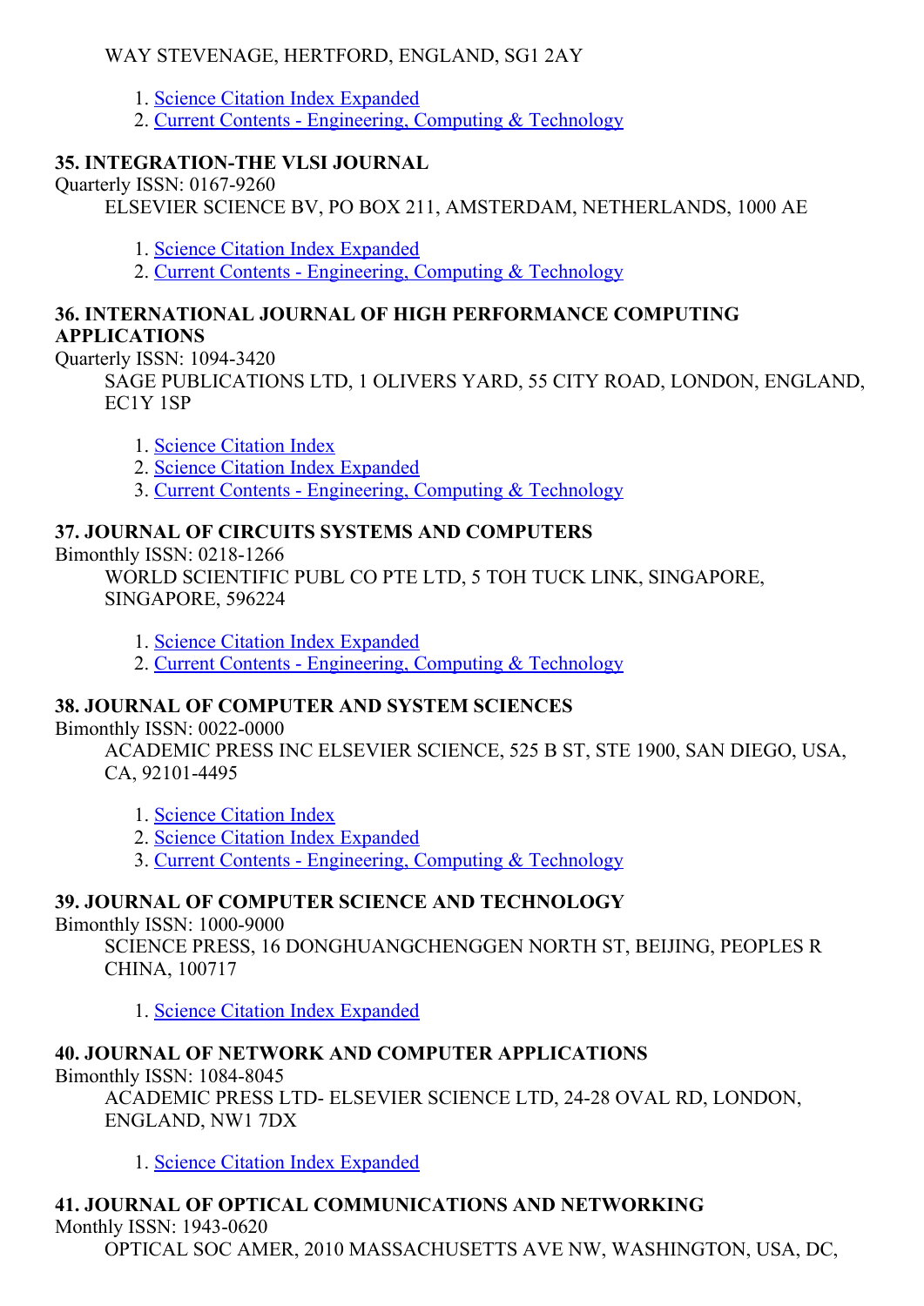WAY STEVENAGE, HERTFORD, ENGLAND, SG1 2AY

1. Science Citation Index Expanded
2. Current Contents - Engineering, Computing & Technology

### 35. INTEGRATION-THE VLSI JOURNAL

Quarterly ISSN: 0167-9260

ELSEVIER SCIENCE BV, PO BOX 211, AMSTERDAM, NETHERLANDS, 1000 AE

1. Science Citation Index Expanded
2. Current Contents - Engineering, Computing & Technology

### 36. INTERNATIONAL JOURNAL OF HIGH PERFORMANCE COMPUTING APPLICATIONS

Quarterly ISSN: 1094-3420

SAGE PUBLICATIONS LTD, 1 OLIVERS YARD, 55 CITY ROAD, LONDON, ENGLAND, EC1Y 1SP

1. Science Citation Index
2. Science Citation Index Expanded
3. Current Contents - Engineering, Computing & Technology

### 37. JOURNAL OF CIRCUITS SYSTEMS AND COMPUTERS

Bimonthly ISSN: 0218-1266

WORLD SCIENTIFIC PUBL CO PTE LTD, 5 TOH TUCK LINK, SINGAPORE, SINGAPORE, 596224

1. Science Citation Index Expanded
2. Current Contents - Engineering, Computing & Technology

### 38. JOURNAL OF COMPUTER AND SYSTEM SCIENCES

Bimonthly ISSN: 0022-0000

ACADEMIC PRESS INC ELSEVIER SCIENCE, 525 B ST, STE 1900, SAN DIEGO, USA, CA, 92101-4495

1. Science Citation Index
2. Science Citation Index Expanded
3. Current Contents - Engineering, Computing & Technology

### 39. JOURNAL OF COMPUTER SCIENCE AND TECHNOLOGY

Bimonthly ISSN: 1000-9000

SCIENCE PRESS, 16 DONGHUANGCHENGGEN NORTH ST, BEIJING, PEOPLES R CHINA, 100717

1. Science Citation Index Expanded

### 40. JOURNAL OF NETWORK AND COMPUTER APPLICATIONS

Bimonthly ISSN: 1084-8045

ACADEMIC PRESS LTD- ELSEVIER SCIENCE LTD, 24-28 OVAL RD, LONDON, ENGLAND, NW1 7DX

1. Science Citation Index Expanded

### 41. JOURNAL OF OPTICAL COMMUNICATIONS AND NETWORKING

Monthly ISSN: 1943-0620

OPTICAL SOC AMER, 2010 MASSACHUSETTS AVE NW, WASHINGTON, USA, DC,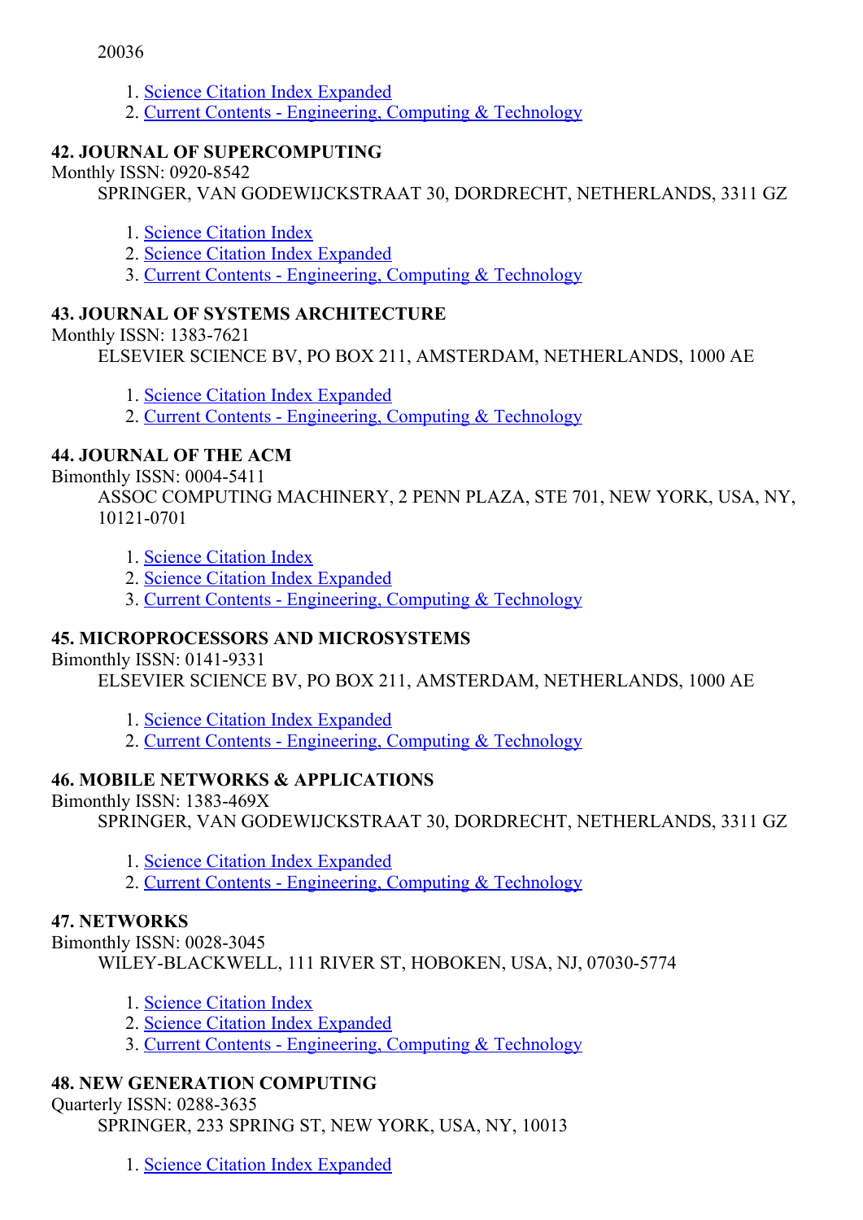20036

1. Science Citation Index Expanded
2. Current Contents - Engineering, Computing & Technology

**42. JOURNAL OF SUPERCOMPUTING**

Monthly ISSN: 0920-8542

SPRINGER, VAN GODEWIJCKSTRAAT 30, DORDRECHT, NETHERLANDS, 3311 GZ

1. Science Citation Index
2. Science Citation Index Expanded
3. Current Contents - Engineering, Computing & Technology

**43. JOURNAL OF SYSTEMS ARCHITECTURE**

Monthly ISSN: 1383-7621

ELSEVIER SCIENCE BV, PO BOX 211, AMSTERDAM, NETHERLANDS, 1000 AE

1. Science Citation Index Expanded
2. Current Contents - Engineering, Computing & Technology

**44. JOURNAL OF THE ACM**

Bimonthly ISSN: 0004-5411

ASSOC COMPUTING MACHINERY, 2 PENN PLAZA, STE 701, NEW YORK, USA, NY, 10121-0701

1. Science Citation Index
2. Science Citation Index Expanded
3. Current Contents - Engineering, Computing & Technology

**45. MICROPROCESSORS AND MICROSYSTEMS**

Bimonthly ISSN: 0141-9331

ELSEVIER SCIENCE BV, PO BOX 211, AMSTERDAM, NETHERLANDS, 1000 AE

1. Science Citation Index Expanded
2. Current Contents - Engineering, Computing & Technology

**46. MOBILE NETWORKS & APPLICATIONS**

Bimonthly ISSN: 1383-469X

SPRINGER, VAN GODEWIJCKSTRAAT 30, DORDRECHT, NETHERLANDS, 3311 GZ

1. Science Citation Index Expanded
2. Current Contents - Engineering, Computing & Technology

**47. NETWORKS**

Bimonthly ISSN: 0028-3045

WILEY-BLACKWELL, 111 RIVER ST, HOBOKEN, USA, NJ, 07030-5774

1. Science Citation Index
2. Science Citation Index Expanded
3. Current Contents - Engineering, Computing & Technology

**48. NEW GENERATION COMPUTING**

Quarterly ISSN: 0288-3635

SPRINGER, 233 SPRING ST, NEW YORK, USA, NY, 10013

1. Science Citation Index Expanded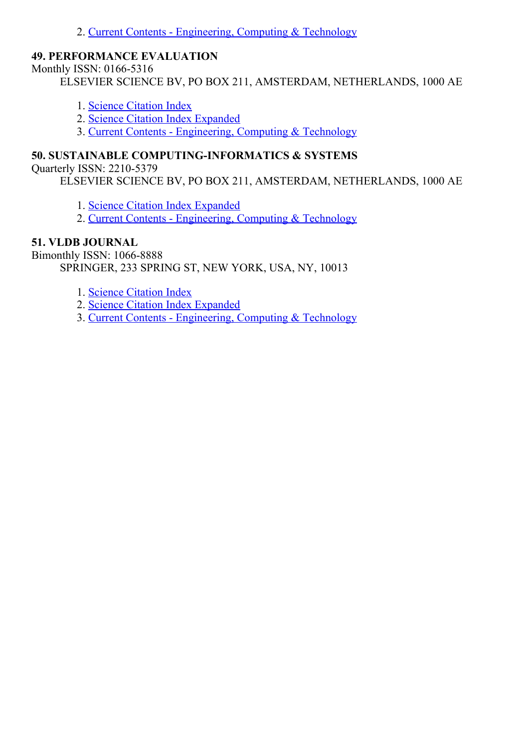2. Current Contents - Engineering, Computing & Technology

**49. PERFORMANCE EVALUATION**

Monthly ISSN: 0166-5316

ELSEVIER SCIENCE BV, PO BOX 211, AMSTERDAM, NETHERLANDS, 1000 AE

1. Science Citation Index
2. Science Citation Index Expanded
3. Current Contents - Engineering, Computing & Technology

**50. SUSTAINABLE COMPUTING-INFORMATICS & SYSTEMS**

Quarterly ISSN: 2210-5379

ELSEVIER SCIENCE BV, PO BOX 211, AMSTERDAM, NETHERLANDS, 1000 AE

1. Science Citation Index Expanded
2. Current Contents - Engineering, Computing & Technology

**51. VLDB JOURNAL**

Bimonthly ISSN: 1066-8888

SPRINGER, 233 SPRING ST, NEW YORK, USA, NY, 10013

1. Science Citation Index
2. Science Citation Index Expanded
3. Current Contents - Engineering, Computing & Technology